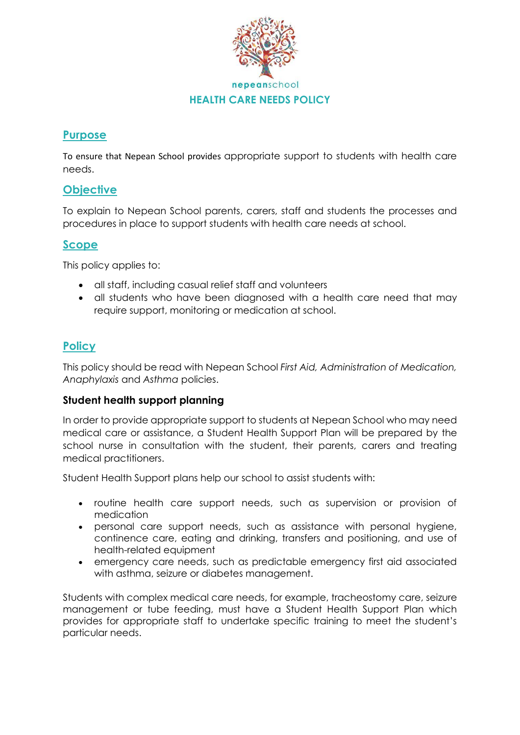nepeanschool

# HEALTH CARE NEEDS POLICY

## Purpose

To ensure that Nepean School provides appropriate support to students with health care needs.

## Objective

To explain to Nepean School parents, carers, staff and students the processes and procedures in place to support students with health care needs at school.

## Scope

This policy applies to:

- all staff, including casual relief staff and volunteers
- all students who have been diagnosed with a health care need that may require support, monitoring or medication at school.

## Policy

This policy should be read with Nepean School *First Aid, Administration of Medication, Anaphylaxis* and *Asthma* policies.

### Student health support planning

In order to provide appropriate support to students at Nepean School who may need medical care or assistance, a Student Health Support Plan will be prepared by the school nurse in consultation with the student, their parents, carers and treating medical practitioners.

Student Health Support plans help our school to assist students with:

- routine health care support needs, such as supervision or provision of medication
- personal care support needs, such as assistance with personal hygiene, continence care, eating and drinking, transfers and positioning, and use of health-related equipment
- emergency care needs, such as predictable emergency first aid associated with asthma, seizure or diabetes management.

Students with complex medical care needs, for example, tracheostomy care, seizure management or tube feeding, must have a Student Health Support Plan which provides for appropriate staff to undertake specific training to meet the student's particular needs.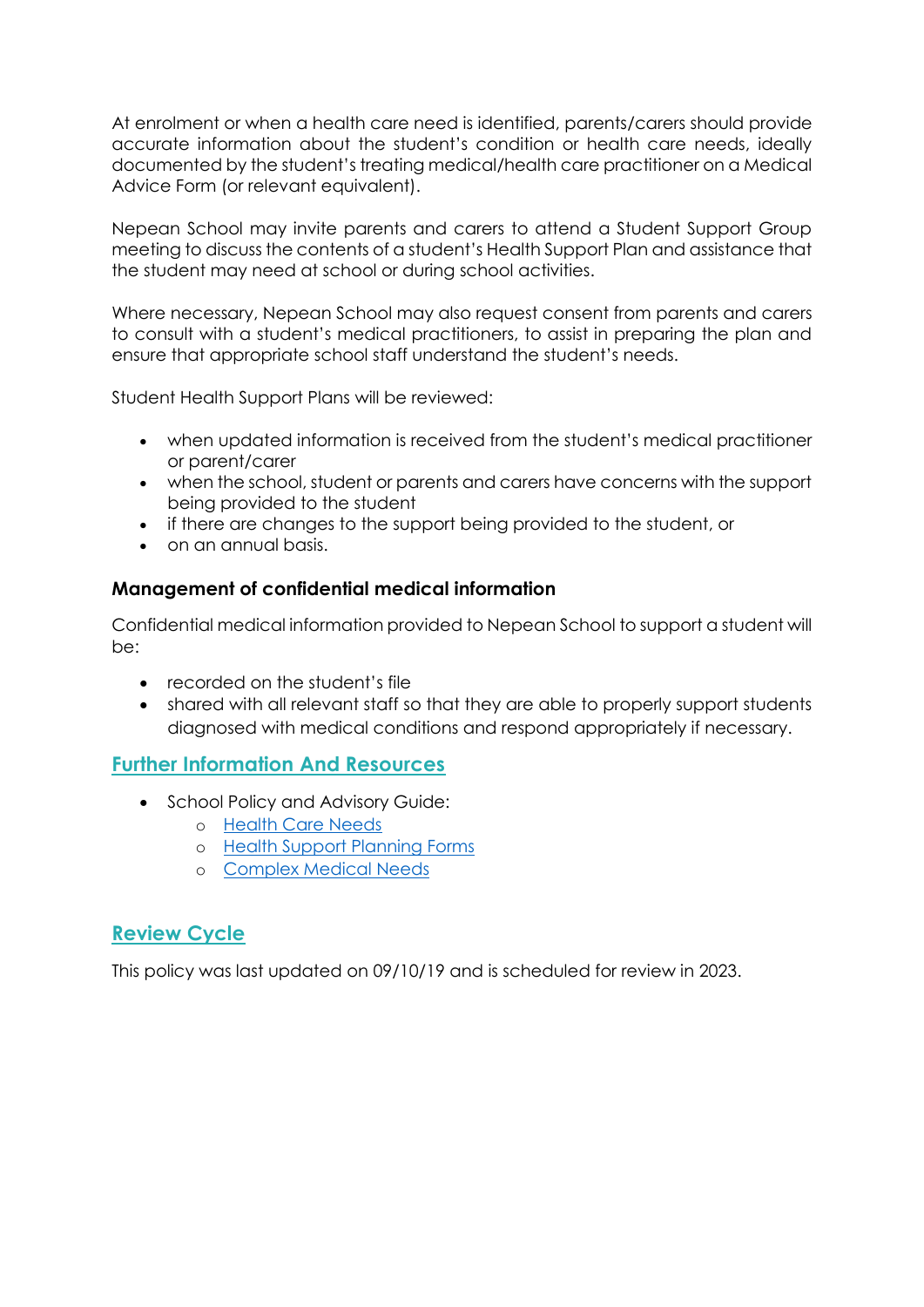At enrolment or when a health care need is identified, parents/carers should provide accurate information about the student's condition or health care needs, ideally documented by the student's treating medical/health care practitioner on a Medical Advice Form (or relevant equivalent).

Nepean School may invite parents and carers to attend a Student Support Group meeting to discuss the contents of a student's Health Support Plan and assistance that the student may need at school or during school activities.

Where necessary, Nepean School may also request consent from parents and carers to consult with a student's medical practitioners, to assist in preparing the plan and ensure that appropriate school staff understand the student's needs.

Student Health Support Plans will be reviewed:

- when updated information is received from the student's medical practitioner or parent/carer
- when the school, student or parents and carers have concerns with the support being provided to the student
- if there are changes to the support being provided to the student, or
- on an annual basis.

### Management of confidential medical information

Confidential medical information provided to Nepean School to support a student will be:

- recorded on the student's file
- shared with all relevant staff so that they are able to properly support students diagnosed with medical conditions and respond appropriately if necessary.

## Further Information And Resources

- School Policy and Advisory Guide:
  - Health Care Needs
  - Health Support Planning Forms
  - Complex Medical Needs

## Review Cycle

This policy was last updated on 09/10/19 and is scheduled for review in 2023.